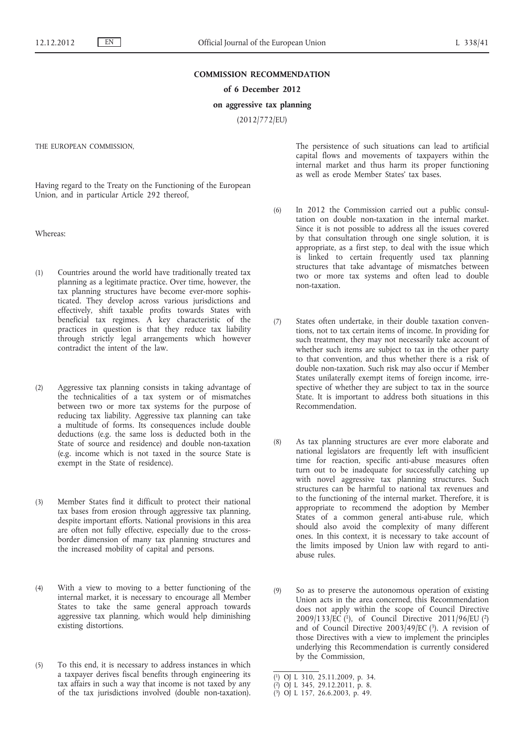**COMMISSION RECOMMENDATION**

**of 6 December 2012**

**on aggressive tax planning**

(2012/772/EU)

THE EUROPEAN COMMISSION,

Having regard to the Treaty on the Functioning of the European Union, and in particular Article 292 thereof,

Whereas:

(1) Countries around the world have traditionally treated tax planning as a legitimate practice. Over time, however, the tax planning structures have become ever-more sophisticated. They develop across various jurisdictions and effectively, shift taxable profits towards States with beneficial tax regimes. A key characteristic of the practices in question is that they reduce tax liability through strictly legal arrangements which however contradict the intent of the law.

(2) Aggressive tax planning consists in taking advantage of the technicalities of a tax system or of mismatches between two or more tax systems for the purpose of reducing tax liability. Aggressive tax planning can take a multitude of forms. Its consequences include double deductions (e.g. the same loss is deducted both in the State of source and residence) and double non-taxation (e.g. income which is not taxed in the source State is exempt in the State of residence).

(3) Member States find it difficult to protect their national tax bases from erosion through aggressive tax planning, despite important efforts. National provisions in this area are often not fully effective, especially due to the cross-border dimension of many tax planning structures and the increased mobility of capital and persons.

(4) With a view to moving to a better functioning of the internal market, it is necessary to encourage all Member States to take the same general approach towards aggressive tax planning, which would help diminishing existing distortions.

(5) To this end, it is necessary to address instances in which a taxpayer derives fiscal benefits through engineering its tax affairs in such a way that income is not taxed by any of the tax jurisdictions involved (double non-taxation). The persistence of such situations can lead to artificial capital flows and movements of taxpayers within the internal market and thus harm its proper functioning as well as erode Member States' tax bases.

(6) In 2012 the Commission carried out a public consultation on double non-taxation in the internal market. Since it is not possible to address all the issues covered by that consultation through one single solution, it is appropriate, as a first step, to deal with the issue which is linked to certain frequently used tax planning structures that take advantage of mismatches between two or more tax systems and often lead to double non-taxation.

(7) States often undertake, in their double taxation conventions, not to tax certain items of income. In providing for such treatment, they may not necessarily take account of whether such items are subject to tax in the other party to that convention, and thus whether there is a risk of double non-taxation. Such risk may also occur if Member States unilaterally exempt items of foreign income, irrespective of whether they are subject to tax in the source State. It is important to address both situations in this Recommendation.

(8) As tax planning structures are ever more elaborate and national legislators are frequently left with insufficient time for reaction, specific anti-abuse measures often turn out to be inadequate for successfully catching up with novel aggressive tax planning structures. Such structures can be harmful to national tax revenues and to the functioning of the internal market. Therefore, it is appropriate to recommend the adoption by Member States of a common general anti-abuse rule, which should also avoid the complexity of many different ones. In this context, it is necessary to take account of the limits imposed by Union law with regard to anti-abuse rules.

(9) So as to preserve the autonomous operation of existing Union acts in the area concerned, this Recommendation does not apply within the scope of Council Directive 2009/133/EC [1], of Council Directive 2011/96/EU [2] and of Council Directive 2003/49/EC [3]. A revision of those Directives with a view to implement the principles underlying this Recommendation is currently considered by the Commission,

[1] OJ L 310, 25.11.2009, p. 34.

[2] OJ L 345, 29.12.2011, p. 8.

[3] OJ L 157, 26.6.2003, p. 49.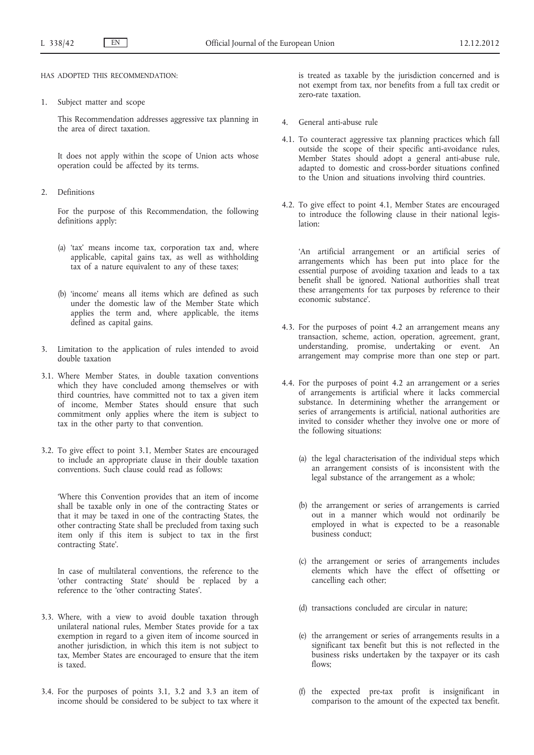HAS ADOPTED THIS RECOMMENDATION:

1. Subject matter and scope

   This Recommendation addresses aggressive tax planning in the area of direct taxation.

   It does not apply within the scope of Union acts whose operation could be affected by its terms.

2. Definitions

   For the purpose of this Recommendation, the following definitions apply:

   (a) 'tax' means income tax, corporation tax and, where applicable, capital gains tax, as well as withholding tax of a nature equivalent to any of these taxes;

   (b) 'income' means all items which are defined as such under the domestic law of the Member State which applies the term and, where applicable, the items defined as capital gains.

3. Limitation to the application of rules intended to avoid double taxation

3.1. Where Member States, in double taxation conventions which they have concluded among themselves or with third countries, have committed not to tax a given item of income, Member States should ensure that such commitment only applies where the item is subject to tax in the other party to that convention.

3.2. To give effect to point 3.1, Member States are encouraged to include an appropriate clause in their double taxation conventions. Such clause could read as follows:

   'Where this Convention provides that an item of income shall be taxable only in one of the contracting States or that it may be taxed in one of the contracting States, the other contracting State shall be precluded from taxing such item only if this item is subject to tax in the first contracting State'.

   In case of multilateral conventions, the reference to the 'other contracting State' should be replaced by a reference to the 'other contracting States'.

3.3. Where, with a view to avoid double taxation through unilateral national rules, Member States provide for a tax exemption in regard to a given item of income sourced in another jurisdiction, in which this item is not subject to tax, Member States are encouraged to ensure that the item is taxed.

3.4. For the purposes of points 3.1, 3.2 and 3.3 an item of income should be considered to be subject to tax where it is treated as taxable by the jurisdiction concerned and is not exempt from tax, nor benefits from a full tax credit or zero-rate taxation.

4. General anti-abuse rule

4.1. To counteract aggressive tax planning practices which fall outside the scope of their specific anti-avoidance rules, Member States should adopt a general anti-abuse rule, adapted to domestic and cross-border situations confined to the Union and situations involving third countries.

4.2. To give effect to point 4.1, Member States are encouraged to introduce the following clause in their national legislation:

   'An artificial arrangement or an artificial series of arrangements which has been put into place for the essential purpose of avoiding taxation and leads to a tax benefit shall be ignored. National authorities shall treat these arrangements for tax purposes by reference to their economic substance'.

4.3. For the purposes of point 4.2 an arrangement means any transaction, scheme, action, operation, agreement, grant, understanding, promise, undertaking or event. An arrangement may comprise more than one step or part.

4.4. For the purposes of point 4.2 an arrangement or a series of arrangements is artificial where it lacks commercial substance. In determining whether the arrangement or series of arrangements is artificial, national authorities are invited to consider whether they involve one or more of the following situations:

   (a) the legal characterisation of the individual steps which an arrangement consists of is inconsistent with the legal substance of the arrangement as a whole;

   (b) the arrangement or series of arrangements is carried out in a manner which would not ordinarily be employed in what is expected to be a reasonable business conduct;

   (c) the arrangement or series of arrangements includes elements which have the effect of offsetting or cancelling each other;

   (d) transactions concluded are circular in nature;

   (e) the arrangement or series of arrangements results in a significant tax benefit but this is not reflected in the business risks undertaken by the taxpayer or its cash flows;

   (f) the expected pre-tax profit is insignificant in comparison to the amount of the expected tax benefit.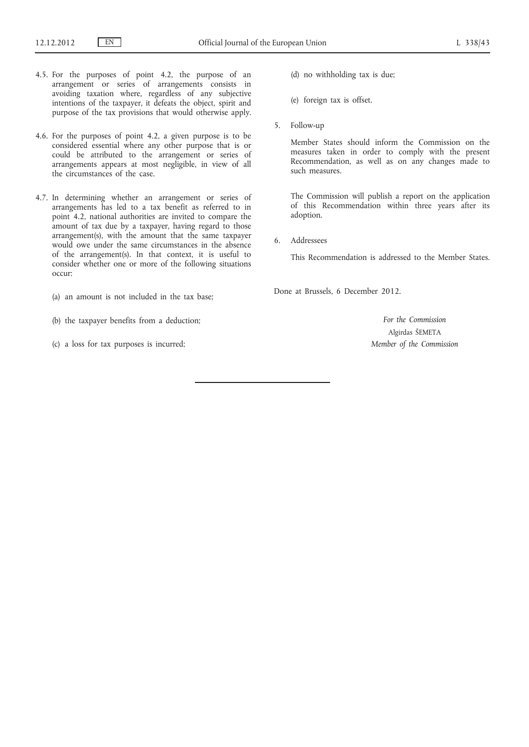4.5. For the purposes of point 4.2, the purpose of an arrangement or series of arrangements consists in avoiding taxation where, regardless of any subjective intentions of the taxpayer, it defeats the object, spirit and purpose of the tax provisions that would otherwise apply.

4.6. For the purposes of point 4.2, a given purpose is to be considered essential where any other purpose that is or could be attributed to the arrangement or series of arrangements appears at most negligible, in view of all the circumstances of the case.

4.7. In determining whether an arrangement or series of arrangements has led to a tax benefit as referred to in point 4.2, national authorities are invited to compare the amount of tax due by a taxpayer, having regard to those arrangement(s), with the amount that the same taxpayer would owe under the same circumstances in the absence of the arrangement(s). In that context, it is useful to consider whether one or more of the following situations occur:

(a) an amount is not included in the tax base;

(b) the taxpayer benefits from a deduction;

(c) a loss for tax purposes is incurred;

(d) no withholding tax is due;

(e) foreign tax is offset.

5. Follow-up

Member States should inform the Commission on the measures taken in order to comply with the present Recommendation, as well as on any changes made to such measures.

The Commission will publish a report on the application of this Recommendation within three years after its adoption.

6. Addressees

This Recommendation is addressed to the Member States.

Done at Brussels, 6 December 2012.

*For the Commission*

Algirdas ŠEMETA

*Member of the Commission*